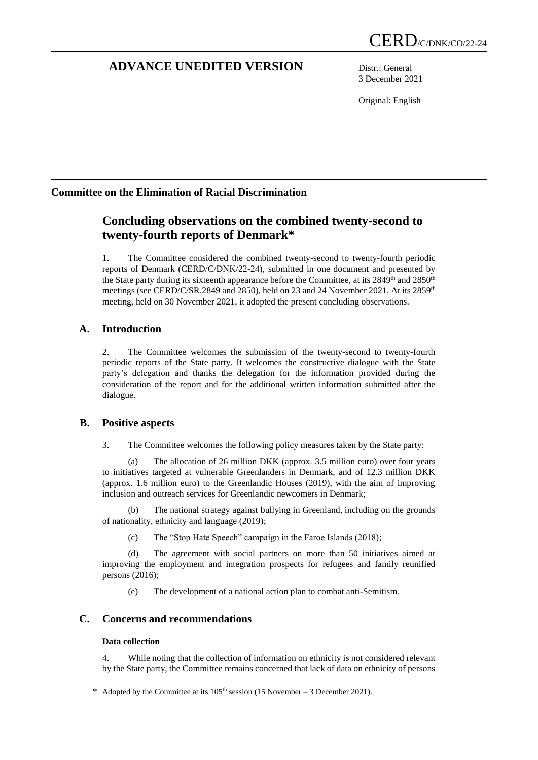CERD/C/DNK/CO/22-24

# ADVANCE UNEDITED VERSION

Distr.: General
3 December 2021

Original: English

**Committee on the Elimination of Racial Discrimination**

## Concluding observations on the combined twenty-second to twenty-fourth reports of Denmark*

1. The Committee considered the combined twenty-second to twenty-fourth periodic reports of Denmark (CERD/C/DNK/22-24), submitted in one document and presented by the State party during its sixteenth appearance before the Committee, at its 2849th and 2850th meetings (see CERD/C/SR.2849 and 2850), held on 23 and 24 November 2021. At its 2859th meeting, held on 30 November 2021, it adopted the present concluding observations.

## A. Introduction

2. The Committee welcomes the submission of the twenty-second to twenty-fourth periodic reports of the State party. It welcomes the constructive dialogue with the State party's delegation and thanks the delegation for the information provided during the consideration of the report and for the additional written information submitted after the dialogue.

## B. Positive aspects

3. The Committee welcomes the following policy measures taken by the State party:

(a) The allocation of 26 million DKK (approx. 3.5 million euro) over four years to initiatives targeted at vulnerable Greenlanders in Denmark, and of 12.3 million DKK (approx. 1.6 million euro) to the Greenlandic Houses (2019), with the aim of improving inclusion and outreach services for Greenlandic newcomers in Denmark;

(b) The national strategy against bullying in Greenland, including on the grounds of nationality, ethnicity and language (2019);

(c) The "Stop Hate Speech" campaign in the Faroe Islands (2018);

(d) The agreement with social partners on more than 50 initiatives aimed at improving the employment and integration prospects for refugees and family reunified persons (2016);

(e) The development of a national action plan to combat anti-Semitism.

## C. Concerns and recommendations

### Data collection

4. While noting that the collection of information on ethnicity is not considered relevant by the State party, the Committee remains concerned that lack of data on ethnicity of persons

\* Adopted by the Committee at its 105th session (15 November – 3 December 2021).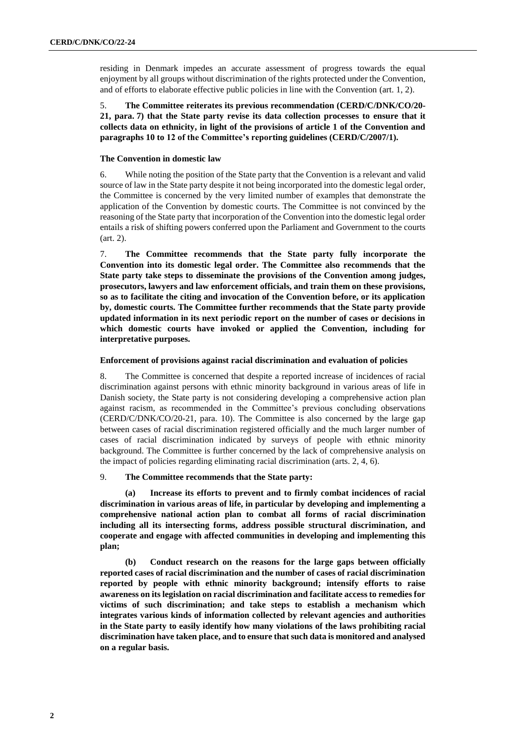residing in Denmark impedes an accurate assessment of progress towards the equal enjoyment by all groups without discrimination of the rights protected under the Convention, and of efforts to elaborate effective public policies in line with the Convention (art. 1, 2).

5. **The Committee reiterates its previous recommendation (CERD/C/DNK/CO/20-21, para. 7) that the State party revise its data collection processes to ensure that it collects data on ethnicity, in light of the provisions of article 1 of the Convention and paragraphs 10 to 12 of the Committee's reporting guidelines (CERD/C/2007/1).**

### The Convention in domestic law

6. While noting the position of the State party that the Convention is a relevant and valid source of law in the State party despite it not being incorporated into the domestic legal order, the Committee is concerned by the very limited number of examples that demonstrate the application of the Convention by domestic courts. The Committee is not convinced by the reasoning of the State party that incorporation of the Convention into the domestic legal order entails a risk of shifting powers conferred upon the Parliament and Government to the courts (art. 2).

7. **The Committee recommends that the State party fully incorporate the Convention into its domestic legal order. The Committee also recommends that the State party take steps to disseminate the provisions of the Convention among judges, prosecutors, lawyers and law enforcement officials, and train them on these provisions, so as to facilitate the citing and invocation of the Convention before, or its application by, domestic courts. The Committee further recommends that the State party provide updated information in its next periodic report on the number of cases or decisions in which domestic courts have invoked or applied the Convention, including for interpretative purposes.**

### Enforcement of provisions against racial discrimination and evaluation of policies

8. The Committee is concerned that despite a reported increase of incidences of racial discrimination against persons with ethnic minority background in various areas of life in Danish society, the State party is not considering developing a comprehensive action plan against racism, as recommended in the Committee's previous concluding observations (CERD/C/DNK/CO/20-21, para. 10). The Committee is also concerned by the large gap between cases of racial discrimination registered officially and the much larger number of cases of racial discrimination indicated by surveys of people with ethnic minority background. The Committee is further concerned by the lack of comprehensive analysis on the impact of policies regarding eliminating racial discrimination (arts. 2, 4, 6).

9. **The Committee recommends that the State party:**

**(a) Increase its efforts to prevent and to firmly combat incidences of racial discrimination in various areas of life, in particular by developing and implementing a comprehensive national action plan to combat all forms of racial discrimination including all its intersecting forms, address possible structural discrimination, and cooperate and engage with affected communities in developing and implementing this plan;**

**(b) Conduct research on the reasons for the large gaps between officially reported cases of racial discrimination and the number of cases of racial discrimination reported by people with ethnic minority background; intensify efforts to raise awareness on its legislation on racial discrimination and facilitate access to remedies for victims of such discrimination; and take steps to establish a mechanism which integrates various kinds of information collected by relevant agencies and authorities in the State party to easily identify how many violations of the laws prohibiting racial discrimination have taken place, and to ensure that such data is monitored and analysed on a regular basis.**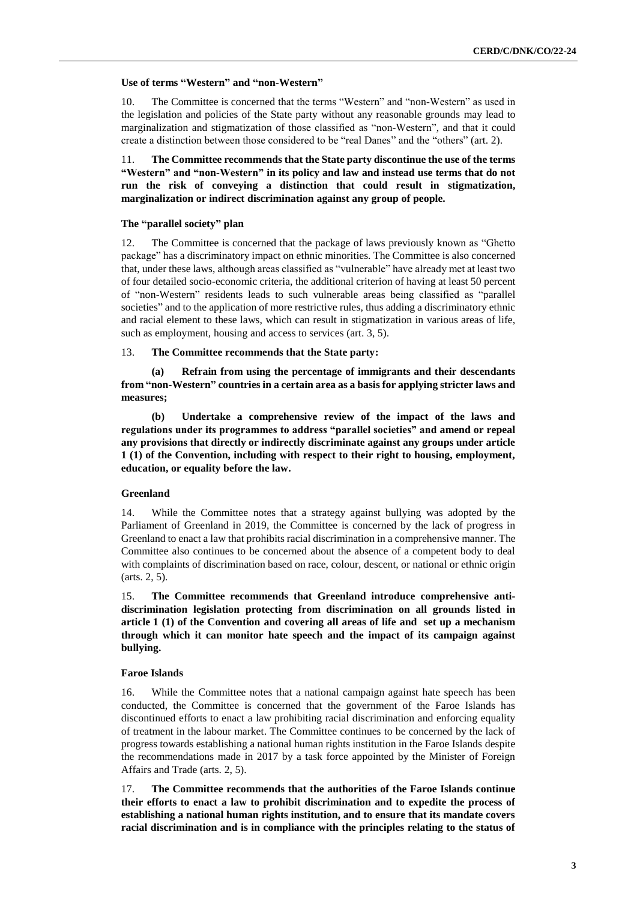### Use of terms "Western" and "non-Western"

10. The Committee is concerned that the terms "Western" and "non-Western" as used in the legislation and policies of the State party without any reasonable grounds may lead to marginalization and stigmatization of those classified as "non-Western", and that it could create a distinction between those considered to be "real Danes" and the "others" (art. 2).

11. **The Committee recommends that the State party discontinue the use of the terms "Western" and "non-Western" in its policy and law and instead use terms that do not run the risk of conveying a distinction that could result in stigmatization, marginalization or indirect discrimination against any group of people.**

### The "parallel society" plan

12. The Committee is concerned that the package of laws previously known as "Ghetto package" has a discriminatory impact on ethnic minorities. The Committee is also concerned that, under these laws, although areas classified as "vulnerable" have already met at least two of four detailed socio-economic criteria, the additional criterion of having at least 50 percent of "non-Western" residents leads to such vulnerable areas being classified as "parallel societies" and to the application of more restrictive rules, thus adding a discriminatory ethnic and racial element to these laws, which can result in stigmatization in various areas of life, such as employment, housing and access to services (art. 3, 5).

13. **The Committee recommends that the State party:**

**(a) Refrain from using the percentage of immigrants and their descendants from "non-Western" countries in a certain area as a basis for applying stricter laws and measures;**

**(b) Undertake a comprehensive review of the impact of the laws and regulations under its programmes to address "parallel societies" and amend or repeal any provisions that directly or indirectly discriminate against any groups under article 1 (1) of the Convention, including with respect to their right to housing, employment, education, or equality before the law.**

### Greenland

14. While the Committee notes that a strategy against bullying was adopted by the Parliament of Greenland in 2019, the Committee is concerned by the lack of progress in Greenland to enact a law that prohibits racial discrimination in a comprehensive manner. The Committee also continues to be concerned about the absence of a competent body to deal with complaints of discrimination based on race, colour, descent, or national or ethnic origin (arts. 2, 5).

15. **The Committee recommends that Greenland introduce comprehensive anti-discrimination legislation protecting from discrimination on all grounds listed in article 1 (1) of the Convention and covering all areas of life and set up a mechanism through which it can monitor hate speech and the impact of its campaign against bullying.**

### Faroe Islands

16. While the Committee notes that a national campaign against hate speech has been conducted, the Committee is concerned that the government of the Faroe Islands has discontinued efforts to enact a law prohibiting racial discrimination and enforcing equality of treatment in the labour market. The Committee continues to be concerned by the lack of progress towards establishing a national human rights institution in the Faroe Islands despite the recommendations made in 2017 by a task force appointed by the Minister of Foreign Affairs and Trade (arts. 2, 5).

17. **The Committee recommends that the authorities of the Faroe Islands continue their efforts to enact a law to prohibit discrimination and to expedite the process of establishing a national human rights institution, and to ensure that its mandate covers racial discrimination and is in compliance with the principles relating to the status of**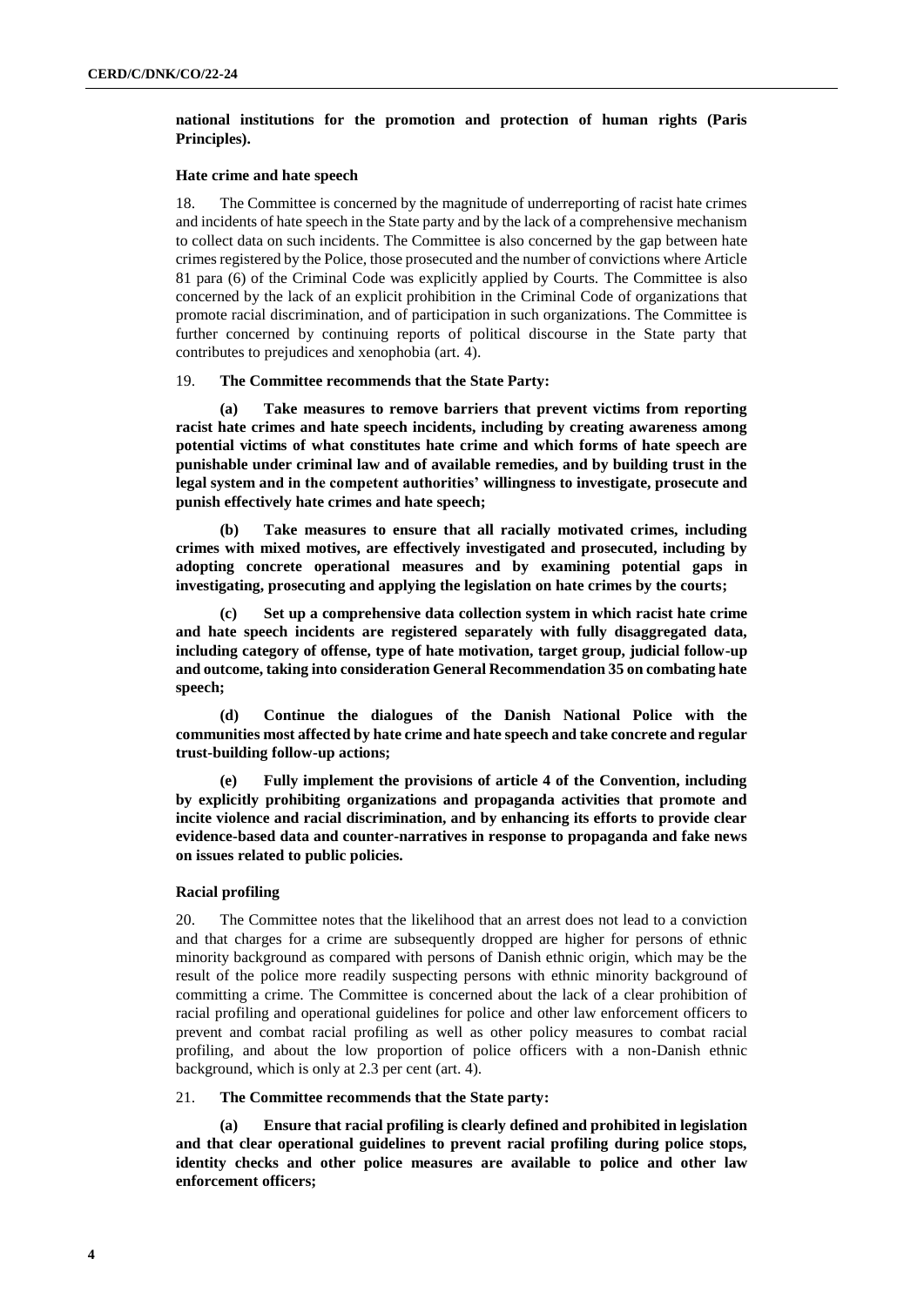**national institutions for the promotion and protection of human rights (Paris Principles).**

### Hate crime and hate speech

18. The Committee is concerned by the magnitude of underreporting of racist hate crimes and incidents of hate speech in the State party and by the lack of a comprehensive mechanism to collect data on such incidents. The Committee is also concerned by the gap between hate crimes registered by the Police, those prosecuted and the number of convictions where Article 81 para (6) of the Criminal Code was explicitly applied by Courts. The Committee is also concerned by the lack of an explicit prohibition in the Criminal Code of organizations that promote racial discrimination, and of participation in such organizations. The Committee is further concerned by continuing reports of political discourse in the State party that contributes to prejudices and xenophobia (art. 4).

19. **The Committee recommends that the State Party:**

**(a) Take measures to remove barriers that prevent victims from reporting racist hate crimes and hate speech incidents, including by creating awareness among potential victims of what constitutes hate crime and which forms of hate speech are punishable under criminal law and of available remedies, and by building trust in the legal system and in the competent authorities' willingness to investigate, prosecute and punish effectively hate crimes and hate speech;**

**(b) Take measures to ensure that all racially motivated crimes, including crimes with mixed motives, are effectively investigated and prosecuted, including by adopting concrete operational measures and by examining potential gaps in investigating, prosecuting and applying the legislation on hate crimes by the courts;**

**(c) Set up a comprehensive data collection system in which racist hate crime and hate speech incidents are registered separately with fully disaggregated data, including category of offense, type of hate motivation, target group, judicial follow-up and outcome, taking into consideration General Recommendation 35 on combating hate speech;**

**(d) Continue the dialogues of the Danish National Police with the communities most affected by hate crime and hate speech and take concrete and regular trust-building follow-up actions;**

**(e) Fully implement the provisions of article 4 of the Convention, including by explicitly prohibiting organizations and propaganda activities that promote and incite violence and racial discrimination, and by enhancing its efforts to provide clear evidence-based data and counter-narratives in response to propaganda and fake news on issues related to public policies.**

### Racial profiling

20. The Committee notes that the likelihood that an arrest does not lead to a conviction and that charges for a crime are subsequently dropped are higher for persons of ethnic minority background as compared with persons of Danish ethnic origin, which may be the result of the police more readily suspecting persons with ethnic minority background of committing a crime. The Committee is concerned about the lack of a clear prohibition of racial profiling and operational guidelines for police and other law enforcement officers to prevent and combat racial profiling as well as other policy measures to combat racial profiling, and about the low proportion of police officers with a non-Danish ethnic background, which is only at 2.3 per cent (art. 4).

21. **The Committee recommends that the State party:**

**(a) Ensure that racial profiling is clearly defined and prohibited in legislation and that clear operational guidelines to prevent racial profiling during police stops, identity checks and other police measures are available to police and other law enforcement officers;**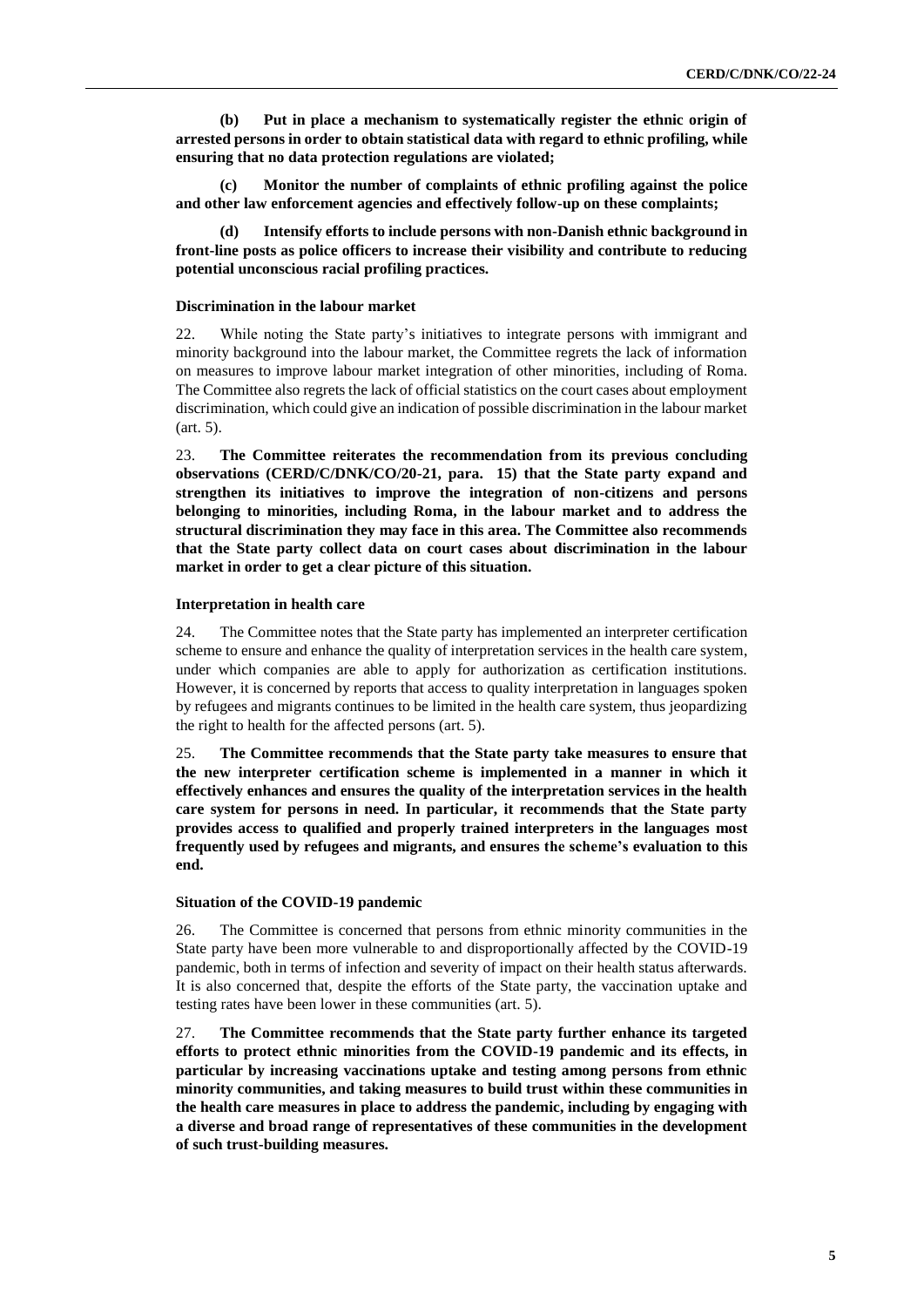**(b) Put in place a mechanism to systematically register the ethnic origin of arrested persons in order to obtain statistical data with regard to ethnic profiling, while ensuring that no data protection regulations are violated;**

**(c) Monitor the number of complaints of ethnic profiling against the police and other law enforcement agencies and effectively follow-up on these complaints;**

**(d) Intensify efforts to include persons with non-Danish ethnic background in front-line posts as police officers to increase their visibility and contribute to reducing potential unconscious racial profiling practices.**

#### Discrimination in the labour market

22. While noting the State party's initiatives to integrate persons with immigrant and minority background into the labour market, the Committee regrets the lack of information on measures to improve labour market integration of other minorities, including of Roma. The Committee also regrets the lack of official statistics on the court cases about employment discrimination, which could give an indication of possible discrimination in the labour market (art. 5).

23. **The Committee reiterates the recommendation from its previous concluding observations (CERD/C/DNK/CO/20-21, para. 15) that the State party expand and strengthen its initiatives to improve the integration of non-citizens and persons belonging to minorities, including Roma, in the labour market and to address the structural discrimination they may face in this area. The Committee also recommends that the State party collect data on court cases about discrimination in the labour market in order to get a clear picture of this situation.**

#### Interpretation in health care

24. The Committee notes that the State party has implemented an interpreter certification scheme to ensure and enhance the quality of interpretation services in the health care system, under which companies are able to apply for authorization as certification institutions. However, it is concerned by reports that access to quality interpretation in languages spoken by refugees and migrants continues to be limited in the health care system, thus jeopardizing the right to health for the affected persons (art. 5).

25. **The Committee recommends that the State party take measures to ensure that the new interpreter certification scheme is implemented in a manner in which it effectively enhances and ensures the quality of the interpretation services in the health care system for persons in need. In particular, it recommends that the State party provides access to qualified and properly trained interpreters in the languages most frequently used by refugees and migrants, and ensures the scheme's evaluation to this end.**

#### Situation of the COVID-19 pandemic

26. The Committee is concerned that persons from ethnic minority communities in the State party have been more vulnerable to and disproportionally affected by the COVID-19 pandemic, both in terms of infection and severity of impact on their health status afterwards. It is also concerned that, despite the efforts of the State party, the vaccination uptake and testing rates have been lower in these communities (art. 5).

27. **The Committee recommends that the State party further enhance its targeted efforts to protect ethnic minorities from the COVID-19 pandemic and its effects, in particular by increasing vaccinations uptake and testing among persons from ethnic minority communities, and taking measures to build trust within these communities in the health care measures in place to address the pandemic, including by engaging with a diverse and broad range of representatives of these communities in the development of such trust-building measures.**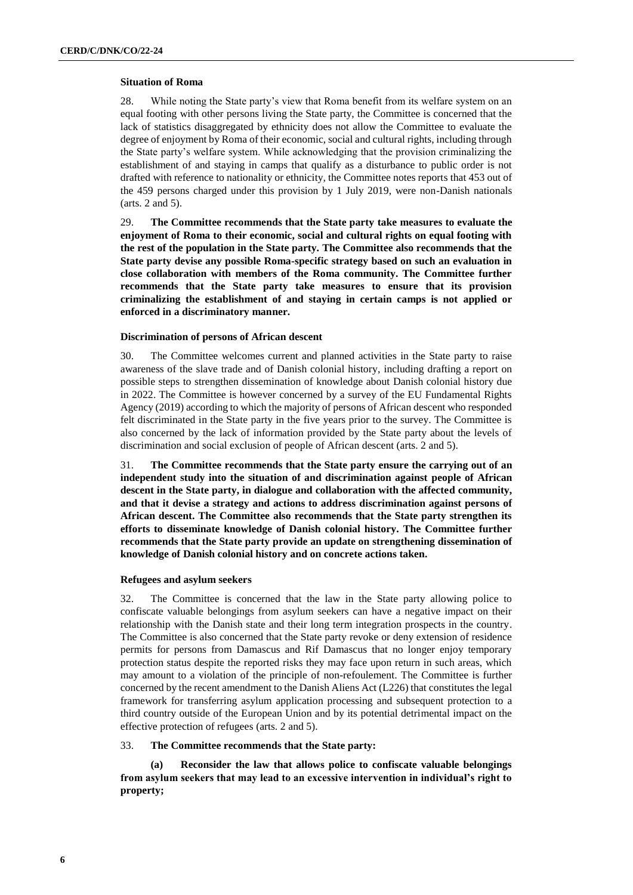### Situation of Roma

28. While noting the State party's view that Roma benefit from its welfare system on an equal footing with other persons living the State party, the Committee is concerned that the lack of statistics disaggregated by ethnicity does not allow the Committee to evaluate the degree of enjoyment by Roma of their economic, social and cultural rights, including through the State party's welfare system. While acknowledging that the provision criminalizing the establishment of and staying in camps that qualify as a disturbance to public order is not drafted with reference to nationality or ethnicity, the Committee notes reports that 453 out of the 459 persons charged under this provision by 1 July 2019, were non-Danish nationals (arts. 2 and 5).

29. **The Committee recommends that the State party take measures to evaluate the enjoyment of Roma to their economic, social and cultural rights on equal footing with the rest of the population in the State party. The Committee also recommends that the State party devise any possible Roma-specific strategy based on such an evaluation in close collaboration with members of the Roma community. The Committee further recommends that the State party take measures to ensure that its provision criminalizing the establishment of and staying in certain camps is not applied or enforced in a discriminatory manner.**

### Discrimination of persons of African descent

30. The Committee welcomes current and planned activities in the State party to raise awareness of the slave trade and of Danish colonial history, including drafting a report on possible steps to strengthen dissemination of knowledge about Danish colonial history due in 2022. The Committee is however concerned by a survey of the EU Fundamental Rights Agency (2019) according to which the majority of persons of African descent who responded felt discriminated in the State party in the five years prior to the survey. The Committee is also concerned by the lack of information provided by the State party about the levels of discrimination and social exclusion of people of African descent (arts. 2 and 5).

31. **The Committee recommends that the State party ensure the carrying out of an independent study into the situation of and discrimination against people of African descent in the State party, in dialogue and collaboration with the affected community, and that it devise a strategy and actions to address discrimination against persons of African descent. The Committee also recommends that the State party strengthen its efforts to disseminate knowledge of Danish colonial history. The Committee further recommends that the State party provide an update on strengthening dissemination of knowledge of Danish colonial history and on concrete actions taken.**

### Refugees and asylum seekers

32. The Committee is concerned that the law in the State party allowing police to confiscate valuable belongings from asylum seekers can have a negative impact on their relationship with the Danish state and their long term integration prospects in the country. The Committee is also concerned that the State party revoke or deny extension of residence permits for persons from Damascus and Rif Damascus that no longer enjoy temporary protection status despite the reported risks they may face upon return in such areas, which may amount to a violation of the principle of non-refoulement. The Committee is further concerned by the recent amendment to the Danish Aliens Act (L226) that constitutes the legal framework for transferring asylum application processing and subsequent protection to a third country outside of the European Union and by its potential detrimental impact on the effective protection of refugees (arts. 2 and 5).

33. **The Committee recommends that the State party:**

**(a) Reconsider the law that allows police to confiscate valuable belongings from asylum seekers that may lead to an excessive intervention in individual's right to property;**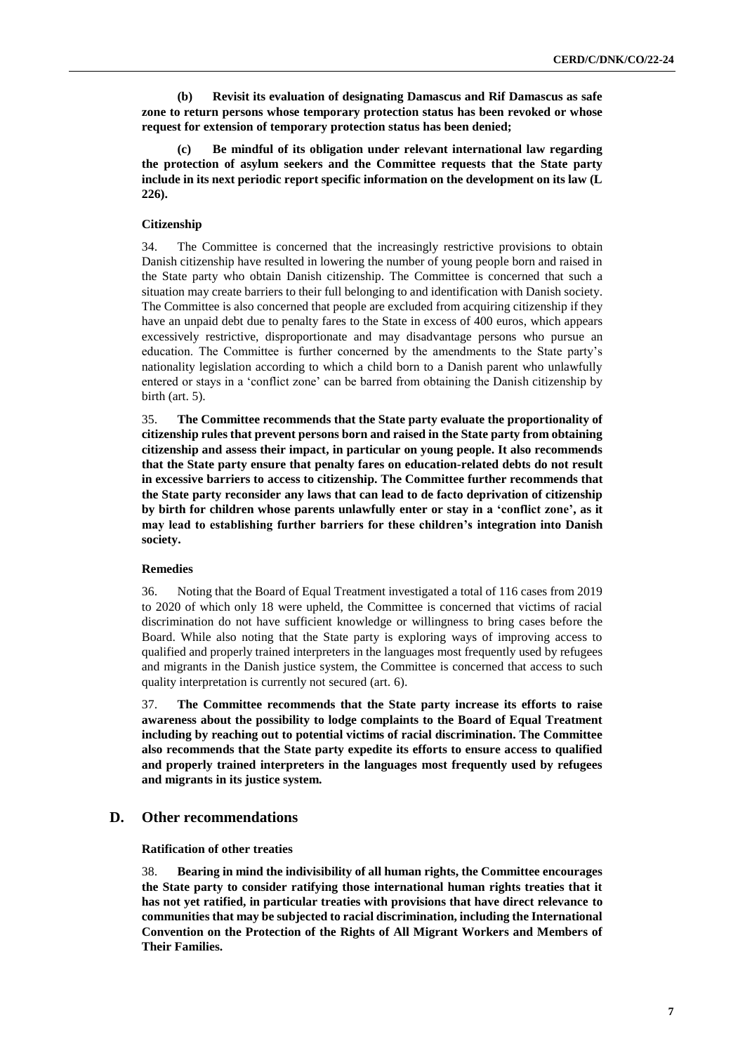**(b) Revisit its evaluation of designating Damascus and Rif Damascus as safe zone to return persons whose temporary protection status has been revoked or whose request for extension of temporary protection status has been denied;**

**(c) Be mindful of its obligation under relevant international law regarding the protection of asylum seekers and the Committee requests that the State party include in its next periodic report specific information on the development on its law (L 226).**

#### Citizenship

34. The Committee is concerned that the increasingly restrictive provisions to obtain Danish citizenship have resulted in lowering the number of young people born and raised in the State party who obtain Danish citizenship. The Committee is concerned that such a situation may create barriers to their full belonging to and identification with Danish society. The Committee is also concerned that people are excluded from acquiring citizenship if they have an unpaid debt due to penalty fares to the State in excess of 400 euros, which appears excessively restrictive, disproportionate and may disadvantage persons who pursue an education. The Committee is further concerned by the amendments to the State party's nationality legislation according to which a child born to a Danish parent who unlawfully entered or stays in a 'conflict zone' can be barred from obtaining the Danish citizenship by birth (art. 5).

35. **The Committee recommends that the State party evaluate the proportionality of citizenship rules that prevent persons born and raised in the State party from obtaining citizenship and assess their impact, in particular on young people. It also recommends that the State party ensure that penalty fares on education-related debts do not result in excessive barriers to access to citizenship. The Committee further recommends that the State party reconsider any laws that can lead to de facto deprivation of citizenship by birth for children whose parents unlawfully enter or stay in a 'conflict zone', as it may lead to establishing further barriers for these children's integration into Danish society.**

#### Remedies

36. Noting that the Board of Equal Treatment investigated a total of 116 cases from 2019 to 2020 of which only 18 were upheld, the Committee is concerned that victims of racial discrimination do not have sufficient knowledge or willingness to bring cases before the Board. While also noting that the State party is exploring ways of improving access to qualified and properly trained interpreters in the languages most frequently used by refugees and migrants in the Danish justice system, the Committee is concerned that access to such quality interpretation is currently not secured (art. 6).

37. **The Committee recommends that the State party increase its efforts to raise awareness about the possibility to lodge complaints to the Board of Equal Treatment including by reaching out to potential victims of racial discrimination. The Committee also recommends that the State party expedite its efforts to ensure access to qualified and properly trained interpreters in the languages most frequently used by refugees and migrants in its justice system.**

## D. Other recommendations

#### Ratification of other treaties

38. **Bearing in mind the indivisibility of all human rights, the Committee encourages the State party to consider ratifying those international human rights treaties that it has not yet ratified, in particular treaties with provisions that have direct relevance to communities that may be subjected to racial discrimination, including the International Convention on the Protection of the Rights of All Migrant Workers and Members of Their Families.**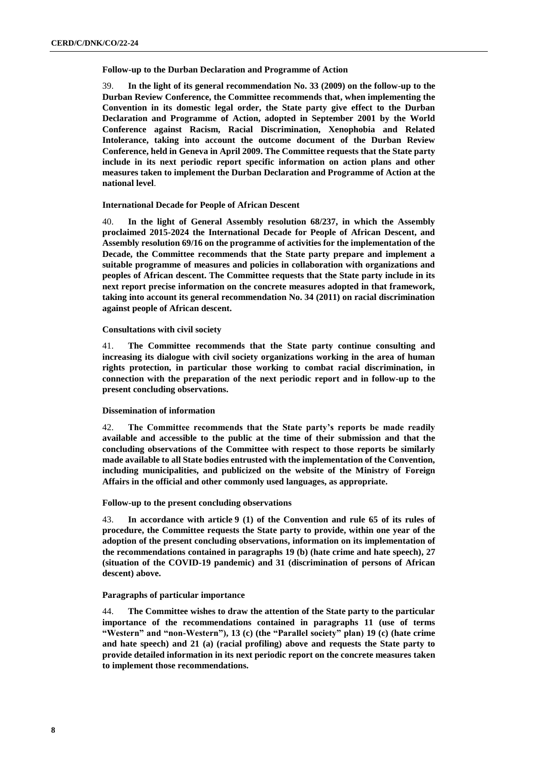**Follow-up to the Durban Declaration and Programme of Action**

39. **In the light of its general recommendation No. 33 (2009) on the follow-up to the Durban Review Conference, the Committee recommends that, when implementing the Convention in its domestic legal order, the State party give effect to the Durban Declaration and Programme of Action, adopted in September 2001 by the World Conference against Racism, Racial Discrimination, Xenophobia and Related Intolerance, taking into account the outcome document of the Durban Review Conference, held in Geneva in April 2009. The Committee requests that the State party include in its next periodic report specific information on action plans and other measures taken to implement the Durban Declaration and Programme of Action at the national level**.

**International Decade for People of African Descent**

40. **In the light of General Assembly resolution 68/237, in which the Assembly proclaimed 2015-2024 the International Decade for People of African Descent, and Assembly resolution 69/16 on the programme of activities for the implementation of the Decade, the Committee recommends that the State party prepare and implement a suitable programme of measures and policies in collaboration with organizations and peoples of African descent. The Committee requests that the State party include in its next report precise information on the concrete measures adopted in that framework, taking into account its general recommendation No. 34 (2011) on racial discrimination against people of African descent.**

**Consultations with civil society**

41. **The Committee recommends that the State party continue consulting and increasing its dialogue with civil society organizations working in the area of human rights protection, in particular those working to combat racial discrimination, in connection with the preparation of the next periodic report and in follow-up to the present concluding observations.**

**Dissemination of information**

42. **The Committee recommends that the State party's reports be made readily available and accessible to the public at the time of their submission and that the concluding observations of the Committee with respect to those reports be similarly made available to all State bodies entrusted with the implementation of the Convention, including municipalities, and publicized on the website of the Ministry of Foreign Affairs in the official and other commonly used languages, as appropriate.**

**Follow-up to the present concluding observations**

43. **In accordance with article 9 (1) of the Convention and rule 65 of its rules of procedure, the Committee requests the State party to provide, within one year of the adoption of the present concluding observations, information on its implementation of the recommendations contained in paragraphs 19 (b) (hate crime and hate speech), 27 (situation of the COVID-19 pandemic) and 31 (discrimination of persons of African descent) above.**

**Paragraphs of particular importance**

44. **The Committee wishes to draw the attention of the State party to the particular importance of the recommendations contained in paragraphs 11 (use of terms "Western" and "non-Western"), 13 (c) (the "Parallel society" plan) 19 (c) (hate crime and hate speech) and 21 (a) (racial profiling) above and requests the State party to provide detailed information in its next periodic report on the concrete measures taken to implement those recommendations.**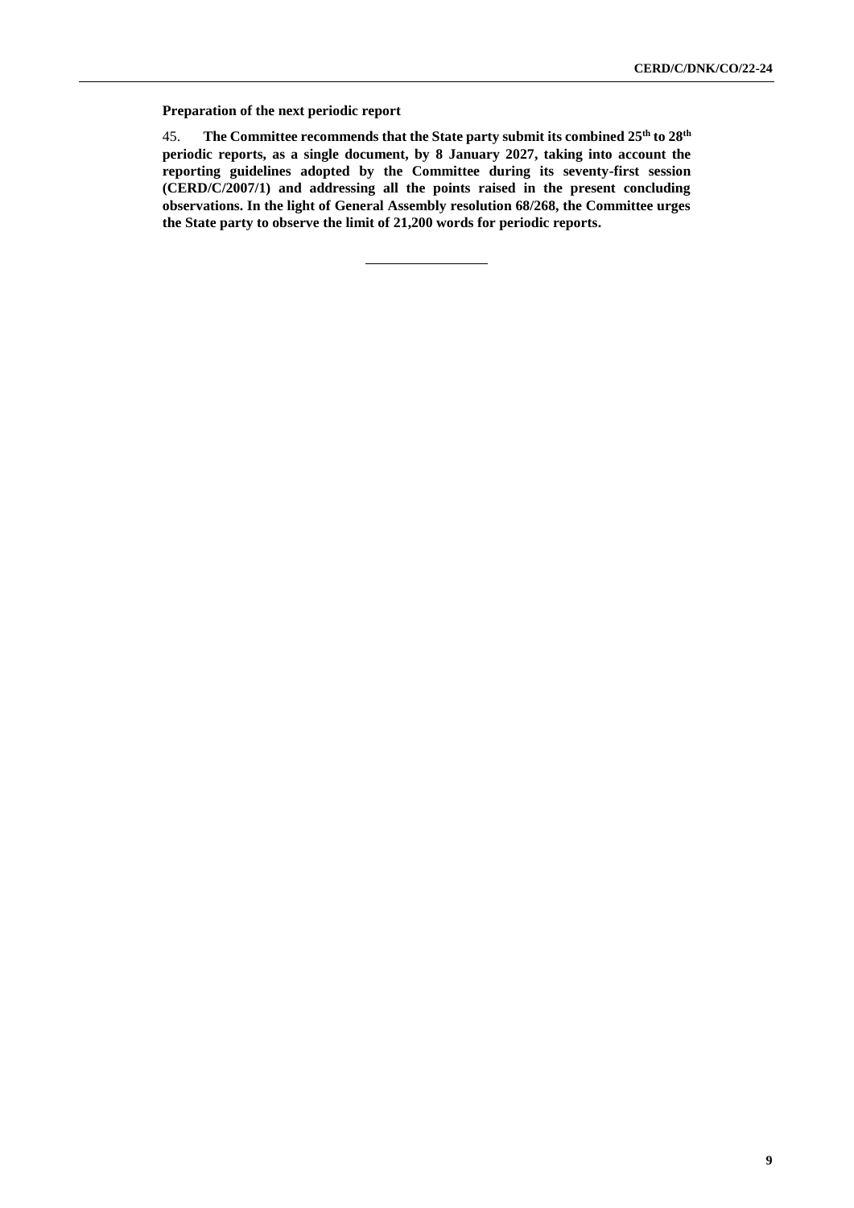**Preparation of the next periodic report**

45. **The Committee recommends that the State party submit its combined 25th to 28th periodic reports, as a single document, by 8 January 2027, taking into account the reporting guidelines adopted by the Committee during its seventy-first session (CERD/C/2007/1) and addressing all the points raised in the present concluding observations. In the light of General Assembly resolution 68/268, the Committee urges the State party to observe the limit of 21,200 words for periodic reports.**